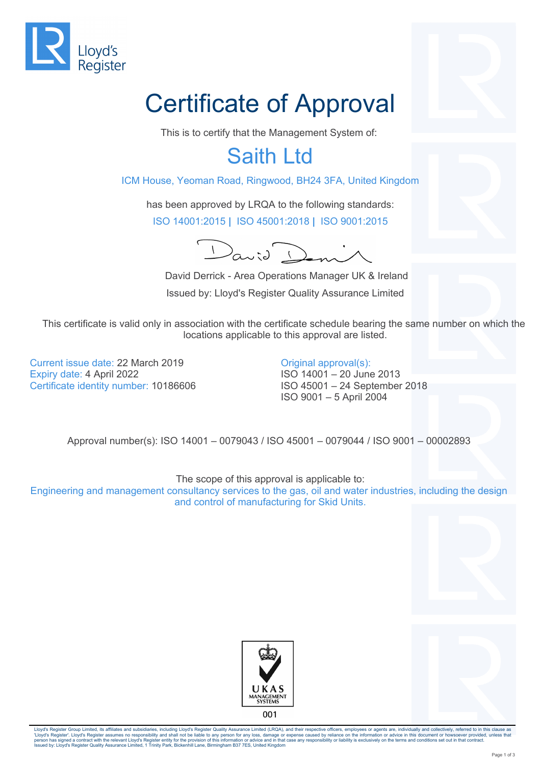Lloyd's Register

# Certificate of Approval

This is to certify that the Management System of:

## Saith Ltd

ICM House, Yeoman Road, Ringwood, BH24 3FA, United Kingdom

has been approved by LRQA to the following standards:

ISO 14001:2015 | ISO 45001:2018 | ISO 9001:2015

David Derrick - Area Operations Manager UK & Ireland

Issued by: Lloyd's Register Quality Assurance Limited

This certificate is valid only in association with the certificate schedule bearing the same number on which the locations applicable to this approval are listed.

Current issue date: 22 March 2019
Expiry date: 4 April 2022
Certificate identity number: 10186606

Original approval(s):
ISO 14001 – 20 June 2013
ISO 45001 – 24 September 2018
ISO 9001 – 5 April 2004

Approval number(s): ISO 14001 – 0079043 / ISO 45001 – 0079044 / ISO 9001 – 00002893

The scope of this approval is applicable to:
Engineering and management consultancy services to the gas, oil and water industries, including the design and control of manufacturing for Skid Units.

UKAS MANAGEMENT SYSTEMS
001

Lloyd's Register Group Limited, its affiliates and subsidiaries, including Lloyd's Register Quality Assurance Limited (LRQA), and their respective officers, employees or agents are, individually and collectively, referred to in this clause as 'Lloyd's Register'. Lloyd's Register assumes no responsibility and shall not be liable to any person for any loss, damage or expense caused by reliance on the information or advice in this document or howsoever provided, unless that person has signed a contract with the relevant Lloyd's Register entity for the provision of this information or advice and in that case any responsibility or liability is exclusively on the terms and conditions set out in that contract.
Issued by: Lloyd's Register Quality Assurance Limited, 1 Trinity Park, Bickenhill Lane, Birmingham B37 7ES, United Kingdom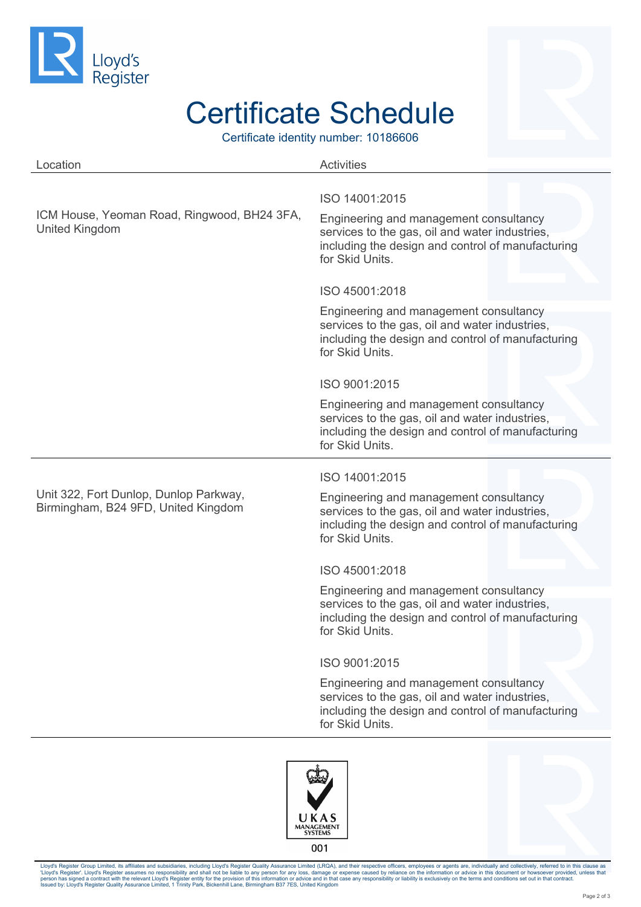# Certificate Schedule

Certificate identity number: 10186606

| Location | Activities |
|---|---|
| ICM House, Yeoman Road, Ringwood, BH24 3FA, United Kingdom | ISO 14001:2015<br>Engineering and management consultancy services to the gas, oil and water industries, including the design and control of manufacturing for Skid Units.<br><br>ISO 45001:2018<br>Engineering and management consultancy services to the gas, oil and water industries, including the design and control of manufacturing for Skid Units.<br><br>ISO 9001:2015<br>Engineering and management consultancy services to the gas, oil and water industries, including the design and control of manufacturing for Skid Units. |
| Unit 322, Fort Dunlop, Dunlop Parkway, Birmingham, B24 9FD, United Kingdom | ISO 14001:2015<br>Engineering and management consultancy services to the gas, oil and water industries, including the design and control of manufacturing for Skid Units.<br><br>ISO 45001:2018<br>Engineering and management consultancy services to the gas, oil and water industries, including the design and control of manufacturing for Skid Units.<br><br>ISO 9001:2015<br>Engineering and management consultancy services to the gas, oil and water industries, including the design and control of manufacturing for Skid Units. |

UKAS MANAGEMENT SYSTEMS
001

Lloyd's Register Group Limited, its affiliates and subsidiaries, including Lloyd's Register Quality Assurance Limited (LRQA), and their respective officers, employees or agents are, individually and collectively, referred to in this clause as 'Lloyd's Register'. Lloyd's Register assumes no responsibility and shall not be liable to any person for any loss, damage or expense caused by reliance on the information or advice in this document or howsoever provided, unless that person has signed a contract with the relevant Lloyd's Register entity for the provision of this information or advice and in that case any responsibility or liability is exclusively on the terms and conditions set out in that contract.
Issued by: Lloyd's Register Quality Assurance Limited, 1 Trinity Park, Bickenhill Lane, Birmingham B37 7ES, United Kingdom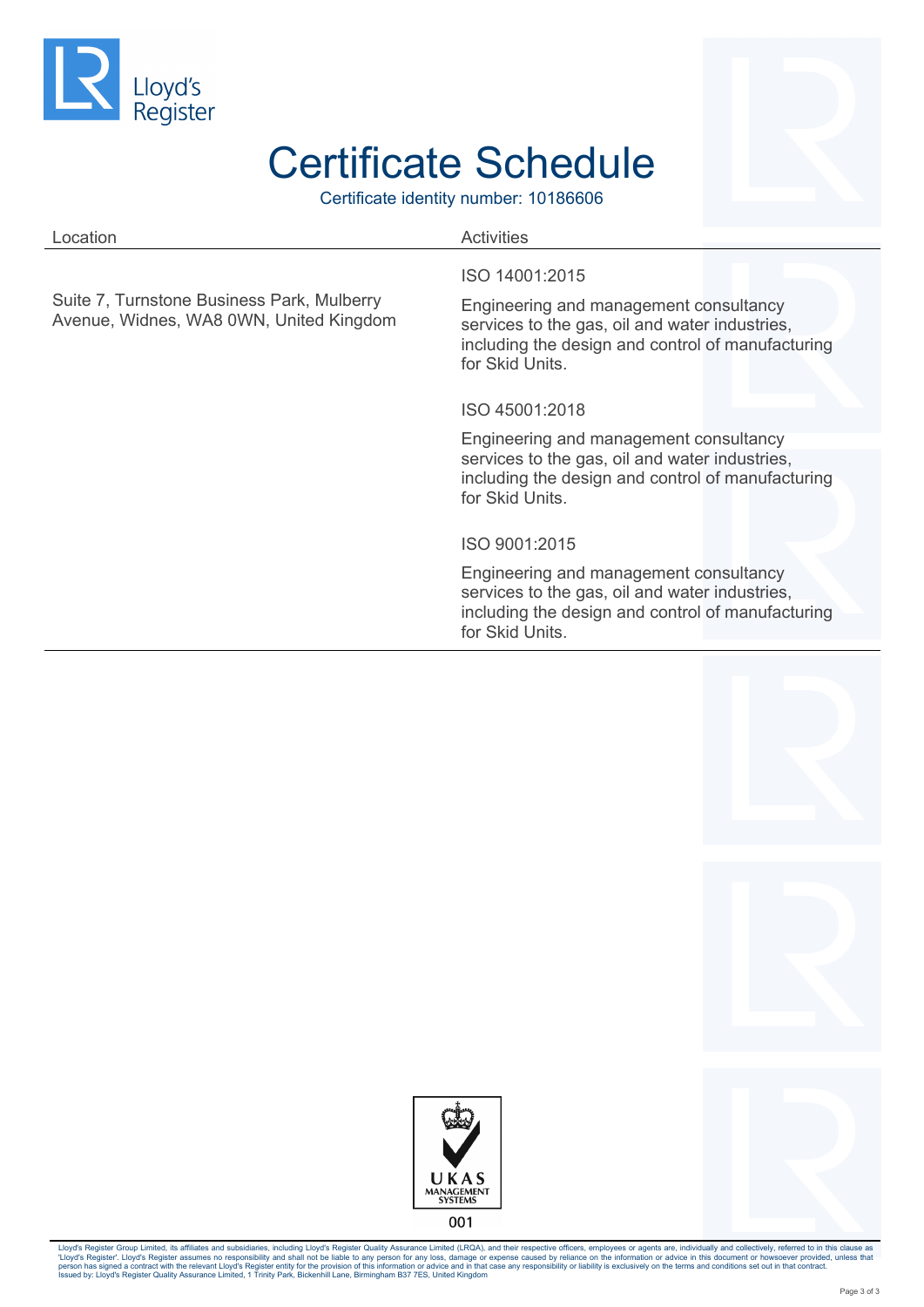Lloyd's Register

# Certificate Schedule

Certificate identity number: 10186606

| Location | Activities |
|---|---|
| Suite 7, Turnstone Business Park, Mulberry Avenue, Widnes, WA8 0WN, United Kingdom | ISO 14001:2015<br>Engineering and management consultancy services to the gas, oil and water industries, including the design and control of manufacturing for Skid Units. |
| | ISO 45001:2018<br>Engineering and management consultancy services to the gas, oil and water industries, including the design and control of manufacturing for Skid Units. |
| | ISO 9001:2015<br>Engineering and management consultancy services to the gas, oil and water industries, including the design and control of manufacturing for Skid Units. |

UKAS MANAGEMENT SYSTEMS

001

Lloyd's Register Group Limited, its affiliates and subsidiaries, including Lloyd's Register Quality Assurance Limited (LRQA), and their respective officers, employees or agents are, individually and collectively, referred to in this clause as 'Lloyd's Register'. Lloyd's Register assumes no responsibility and shall not be liable to any person for any loss, damage or expense caused by reliance on the information or advice in this document or howsoever provided, unless that person has signed a contract with the relevant Lloyd's Register entity for the provision of this information or advice and in that case any responsibility or liability is exclusively on the terms and conditions set out in that contract.
Issued by: Lloyd's Register Quality Assurance Limited, 1 Trinity Park, Bickenhill Lane, Birmingham B37 7ES, United Kingdom